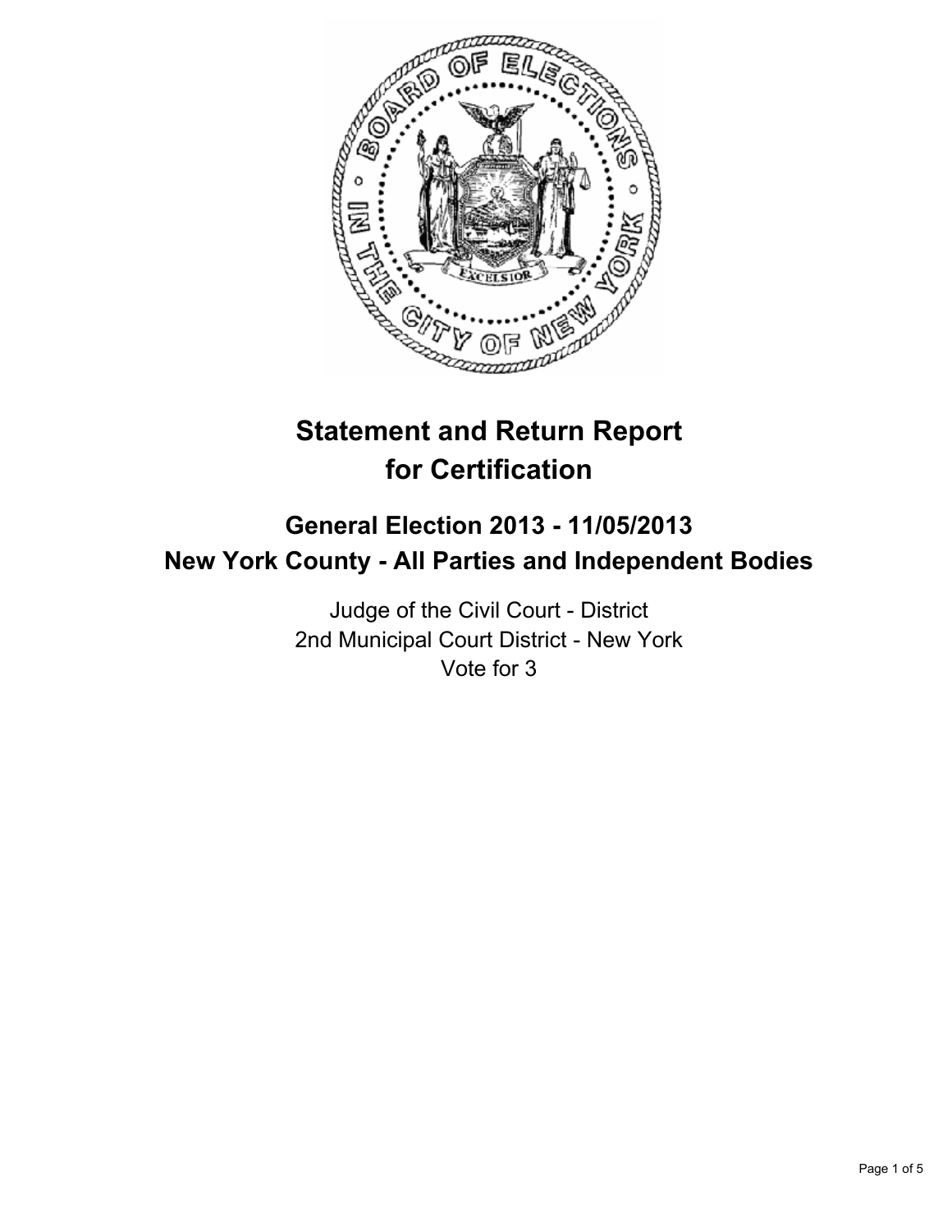# Statement and Return Report for Certification

## General Election 2013 - 11/05/2013
## New York County - All Parties and Independent Bodies

Judge of the Civil Court - District
2nd Municipal Court District - New York
Vote for 3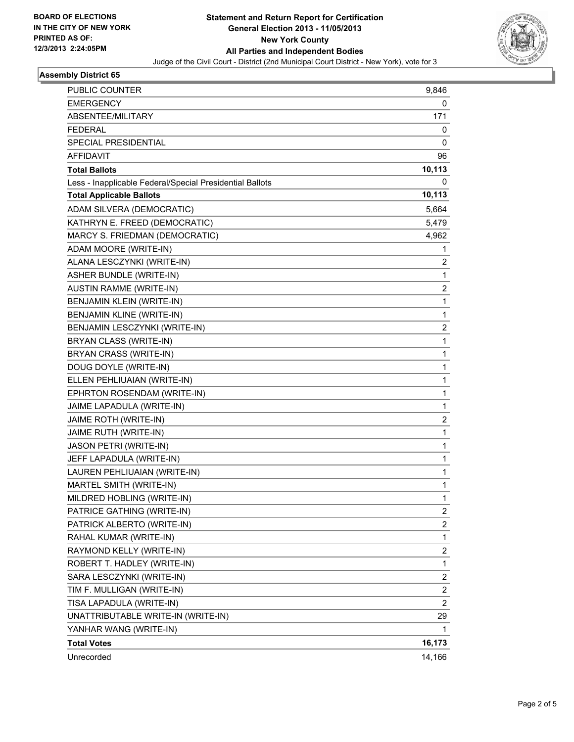BOARD OF ELECTIONS
IN THE CITY OF NEW YORK
PRINTED AS OF:
12/3/2013 2:24:05PM

**Statement and Return Report for Certification**
**General Election 2013 - 11/05/2013**
**New York County**
**All Parties and Independent Bodies**
Judge of the Civil Court - District (2nd Municipal Court District - New York), vote for 3

### Assembly District 65

| | |
|---|---|
| PUBLIC COUNTER | 9,846 |
| EMERGENCY | 0 |
| ABSENTEE/MILITARY | 171 |
| FEDERAL | 0 |
| SPECIAL PRESIDENTIAL | 0 |
| AFFIDAVIT | 96 |
| **Total Ballots** | **10,113** |
| Less - Inapplicable Federal/Special Presidential Ballots | 0 |
| **Total Applicable Ballots** | **10,113** |
| ADAM SILVERA (DEMOCRATIC) | 5,664 |
| KATHRYN E. FREED (DEMOCRATIC) | 5,479 |
| MARCY S. FRIEDMAN (DEMOCRATIC) | 4,962 |
| ADAM MOORE (WRITE-IN) | 1 |
| ALANA LESCZYNKI (WRITE-IN) | 2 |
| ASHER BUNDLE (WRITE-IN) | 1 |
| AUSTIN RAMME (WRITE-IN) | 2 |
| BENJAMIN KLEIN (WRITE-IN) | 1 |
| BENJAMIN KLINE (WRITE-IN) | 1 |
| BENJAMIN LESCZYNKI (WRITE-IN) | 2 |
| BRYAN CLASS (WRITE-IN) | 1 |
| BRYAN CRASS (WRITE-IN) | 1 |
| DOUG DOYLE (WRITE-IN) | 1 |
| ELLEN PEHLIUAIAN (WRITE-IN) | 1 |
| EPHRTON ROSENDAM (WRITE-IN) | 1 |
| JAIME LAPADULA (WRITE-IN) | 1 |
| JAIME ROTH (WRITE-IN) | 2 |
| JAIME RUTH (WRITE-IN) | 1 |
| JASON PETRI (WRITE-IN) | 1 |
| JEFF LAPADULA (WRITE-IN) | 1 |
| LAUREN PEHLIUAIAN (WRITE-IN) | 1 |
| MARTEL SMITH (WRITE-IN) | 1 |
| MILDRED HOBLING (WRITE-IN) | 1 |
| PATRICE GATHING (WRITE-IN) | 2 |
| PATRICK ALBERTO (WRITE-IN) | 2 |
| RAHAL KUMAR (WRITE-IN) | 1 |
| RAYMOND KELLY (WRITE-IN) | 2 |
| ROBERT T. HADLEY (WRITE-IN) | 1 |
| SARA LESCZYNKI (WRITE-IN) | 2 |
| TIM F. MULLIGAN (WRITE-IN) | 2 |
| TISA LAPADULA (WRITE-IN) | 2 |
| UNATTRIBUTABLE WRITE-IN (WRITE-IN) | 29 |
| YANHAR WANG (WRITE-IN) | 1 |
| **Total Votes** | **16,173** |
| Unrecorded | 14,166 |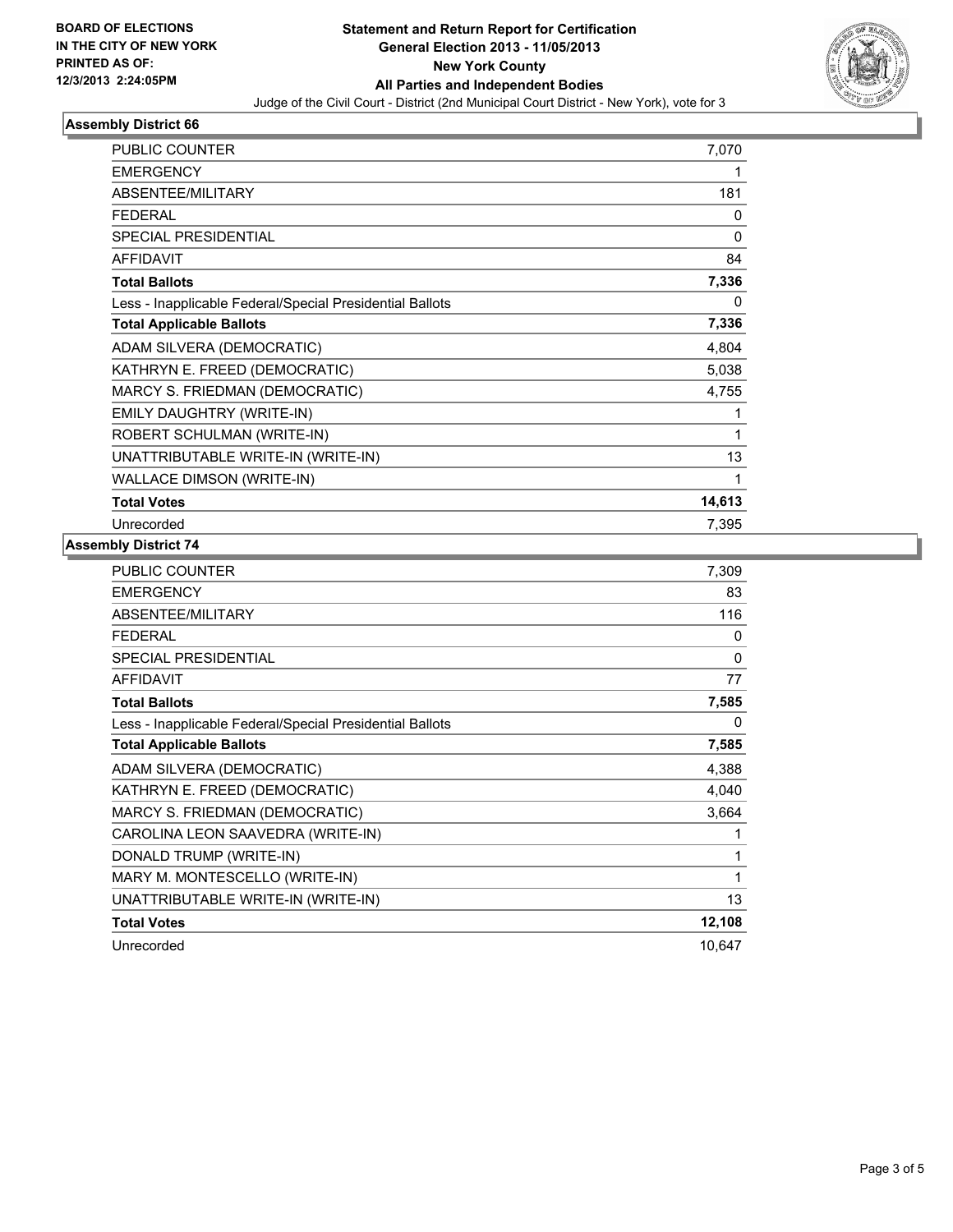**BOARD OF ELECTIONS IN THE CITY OF NEW YORK PRINTED AS OF: 12/3/2013 2:24:05PM**

**Statement and Return Report for Certification**
**General Election 2013 - 11/05/2013**
**New York County**
**All Parties and Independent Bodies**

Judge of the Civil Court - District (2nd Municipal Court District - New York), vote for 3

### Assembly District 66

| | |
|---|---|
| PUBLIC COUNTER | 7,070 |
| EMERGENCY | 1 |
| ABSENTEE/MILITARY | 181 |
| FEDERAL | 0 |
| SPECIAL PRESIDENTIAL | 0 |
| AFFIDAVIT | 84 |
| **Total Ballots** | **7,336** |
| Less - Inapplicable Federal/Special Presidential Ballots | 0 |
| **Total Applicable Ballots** | **7,336** |
| ADAM SILVERA (DEMOCRATIC) | 4,804 |
| KATHRYN E. FREED (DEMOCRATIC) | 5,038 |
| MARCY S. FRIEDMAN (DEMOCRATIC) | 4,755 |
| EMILY DAUGHTRY (WRITE-IN) | 1 |
| ROBERT SCHULMAN (WRITE-IN) | 1 |
| UNATTRIBUTABLE WRITE-IN (WRITE-IN) | 13 |
| WALLACE DIMSON (WRITE-IN) | 1 |
| **Total Votes** | **14,613** |
| Unrecorded | 7,395 |

### Assembly District 74

| | |
|---|---|
| PUBLIC COUNTER | 7,309 |
| EMERGENCY | 83 |
| ABSENTEE/MILITARY | 116 |
| FEDERAL | 0 |
| SPECIAL PRESIDENTIAL | 0 |
| AFFIDAVIT | 77 |
| **Total Ballots** | **7,585** |
| Less - Inapplicable Federal/Special Presidential Ballots | 0 |
| **Total Applicable Ballots** | **7,585** |
| ADAM SILVERA (DEMOCRATIC) | 4,388 |
| KATHRYN E. FREED (DEMOCRATIC) | 4,040 |
| MARCY S. FRIEDMAN (DEMOCRATIC) | 3,664 |
| CAROLINA LEON SAAVEDRA (WRITE-IN) | 1 |
| DONALD TRUMP (WRITE-IN) | 1 |
| MARY M. MONTESCELLO (WRITE-IN) | 1 |
| UNATTRIBUTABLE WRITE-IN (WRITE-IN) | 13 |
| **Total Votes** | **12,108** |
| Unrecorded | 10,647 |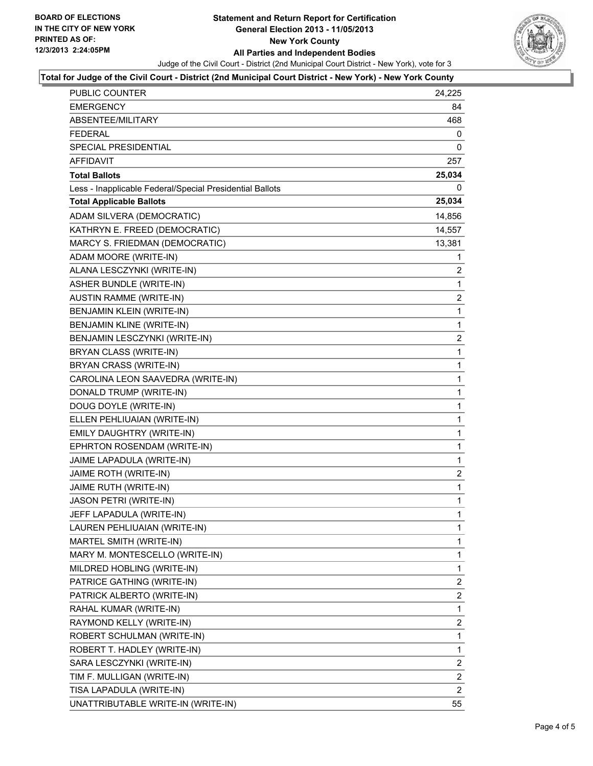BOARD OF ELECTIONS
IN THE CITY OF NEW YORK
PRINTED AS OF:
12/3/2013 2:24:05PM

# Statement and Return Report for Certification
## General Election 2013 - 11/05/2013
## New York County
## All Parties and Independent Bodies

Judge of the Civil Court - District (2nd Municipal Court District - New York), vote for 3

**Total for Judge of the Civil Court - District (2nd Municipal Court District - New York) - New York County**

| | |
|---|---|
| PUBLIC COUNTER | 24,225 |
| EMERGENCY | 84 |
| ABSENTEE/MILITARY | 468 |
| FEDERAL | 0 |
| SPECIAL PRESIDENTIAL | 0 |
| AFFIDAVIT | 257 |
| **Total Ballots** | **25,034** |
| Less - Inapplicable Federal/Special Presidential Ballots | 0 |
| **Total Applicable Ballots** | **25,034** |
| ADAM SILVERA (DEMOCRATIC) | 14,856 |
| KATHRYN E. FREED (DEMOCRATIC) | 14,557 |
| MARCY S. FRIEDMAN (DEMOCRATIC) | 13,381 |
| ADAM MOORE (WRITE-IN) | 1 |
| ALANA LESCZYNKI (WRITE-IN) | 2 |
| ASHER BUNDLE (WRITE-IN) | 1 |
| AUSTIN RAMME (WRITE-IN) | 2 |
| BENJAMIN KLEIN (WRITE-IN) | 1 |
| BENJAMIN KLINE (WRITE-IN) | 1 |
| BENJAMIN LESCZYNKI (WRITE-IN) | 2 |
| BRYAN CLASS (WRITE-IN) | 1 |
| BRYAN CRASS (WRITE-IN) | 1 |
| CAROLINA LEON SAAVEDRA (WRITE-IN) | 1 |
| DONALD TRUMP (WRITE-IN) | 1 |
| DOUG DOYLE (WRITE-IN) | 1 |
| ELLEN PEHLIUAIAN (WRITE-IN) | 1 |
| EMILY DAUGHTRY (WRITE-IN) | 1 |
| EPHRTON ROSENDAM (WRITE-IN) | 1 |
| JAIME LAPADULA (WRITE-IN) | 1 |
| JAIME ROTH (WRITE-IN) | 2 |
| JAIME RUTH (WRITE-IN) | 1 |
| JASON PETRI (WRITE-IN) | 1 |
| JEFF LAPADULA (WRITE-IN) | 1 |
| LAUREN PEHLIUAIAN (WRITE-IN) | 1 |
| MARTEL SMITH (WRITE-IN) | 1 |
| MARY M. MONTESCELLO (WRITE-IN) | 1 |
| MILDRED HOBLING (WRITE-IN) | 1 |
| PATRICE GATHING (WRITE-IN) | 2 |
| PATRICK ALBERTO (WRITE-IN) | 2 |
| RAHAL KUMAR (WRITE-IN) | 1 |
| RAYMOND KELLY (WRITE-IN) | 2 |
| ROBERT SCHULMAN (WRITE-IN) | 1 |
| ROBERT T. HADLEY (WRITE-IN) | 1 |
| SARA LESCZYNKI (WRITE-IN) | 2 |
| TIM F. MULLIGAN (WRITE-IN) | 2 |
| TISA LAPADULA (WRITE-IN) | 2 |
| UNATTRIBUTABLE WRITE-IN (WRITE-IN) | 55 |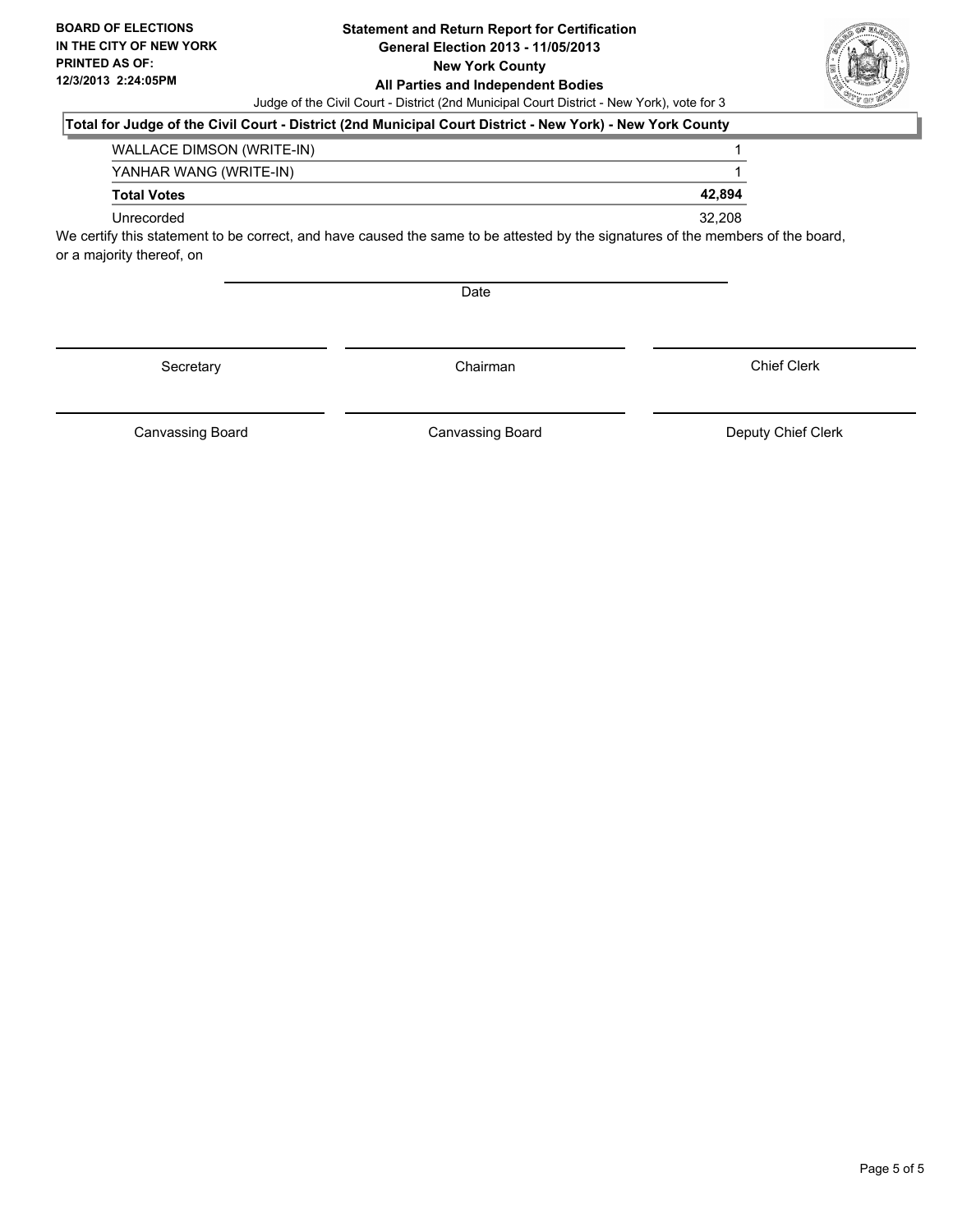**BOARD OF ELECTIONS IN THE CITY OF NEW YORK PRINTED AS OF: 12/3/2013 2:24:05PM**

**Statement and Return Report for Certification**
**General Election 2013 - 11/05/2013**
**New York County**
**All Parties and Independent Bodies**

Judge of the Civil Court - District (2nd Municipal Court District - New York), vote for 3

**Total for Judge of the Civil Court - District (2nd Municipal Court District - New York) - New York County**

| | |
|---|---|
| WALLACE DIMSON (WRITE-IN) | 1 |
| YANHAR WANG (WRITE-IN) | 1 |
| **Total Votes** | **42,894** |
| Unrecorded | 32,208 |

We certify this statement to be correct, and have caused the same to be attested by the signatures of the members of the board, or a majority thereof, on

Date

| | | |
|---|---|---|
| Secretary | Chairman | Chief Clerk |
| Canvassing Board | Canvassing Board | Deputy Chief Clerk |